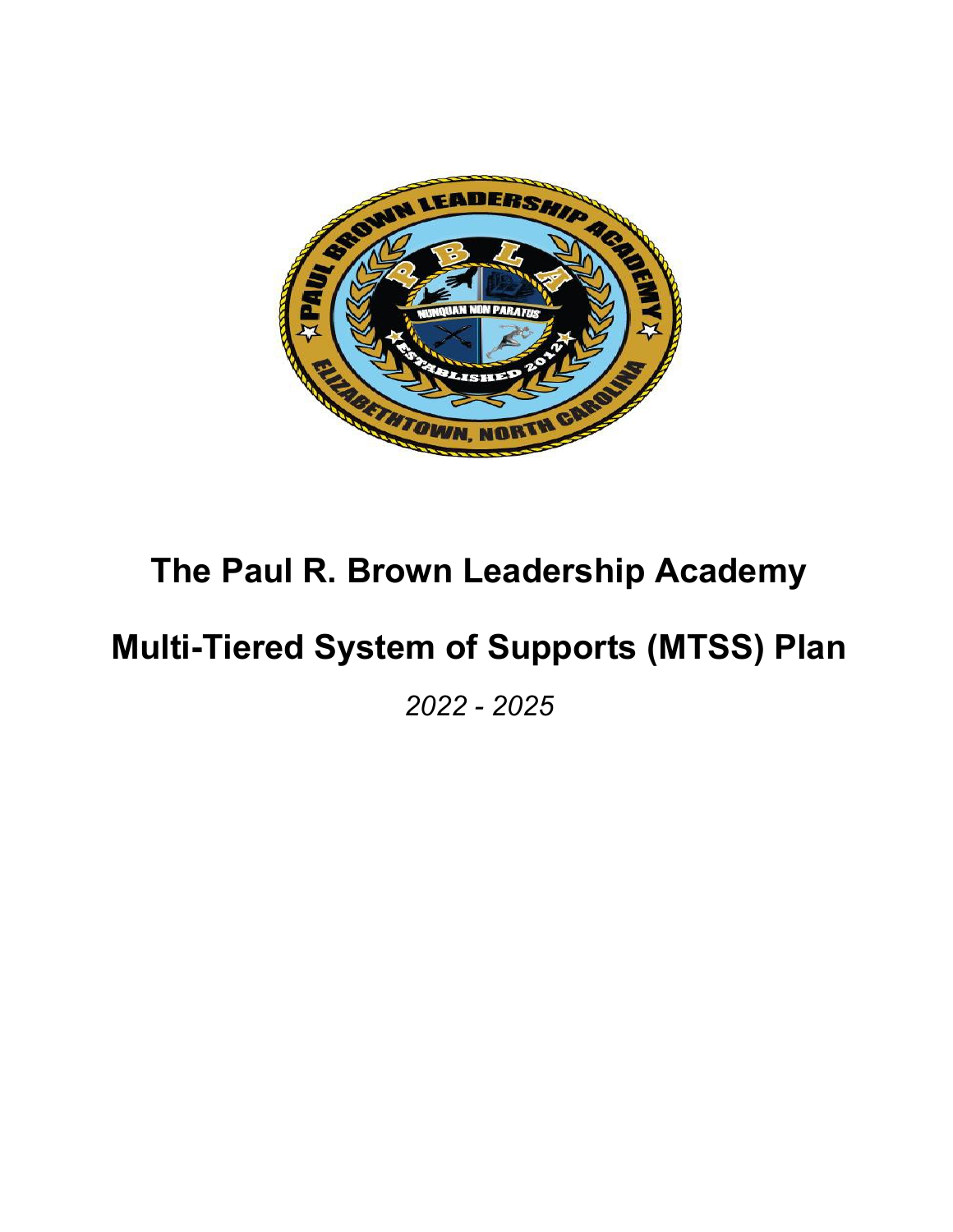# The Paul R. Brown Leadership Academy

# Multi-Tiered System of Supports (MTSS) Plan

*2022 - 2025*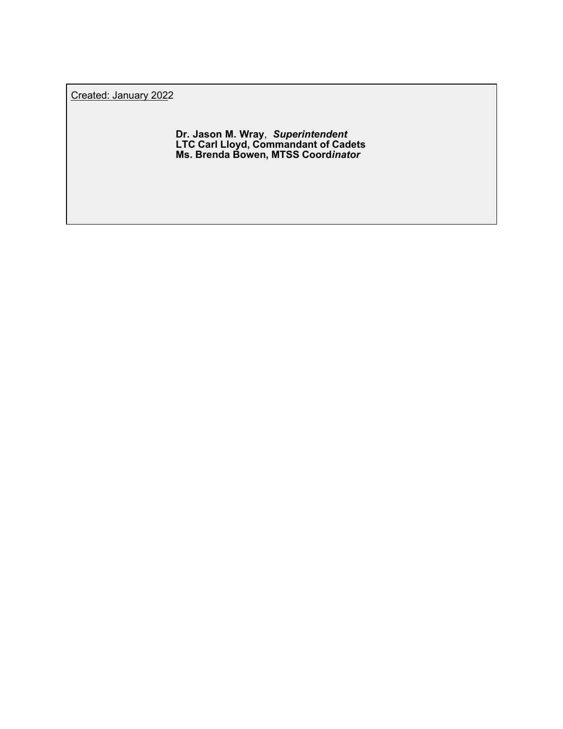Created: January 2022

**Dr. Jason M. Wray**, ***Superintendent***
**LTC Carl Lloyd, Commandant of Cadets**
**Ms. Brenda Bowen, MTSS Coord*inator***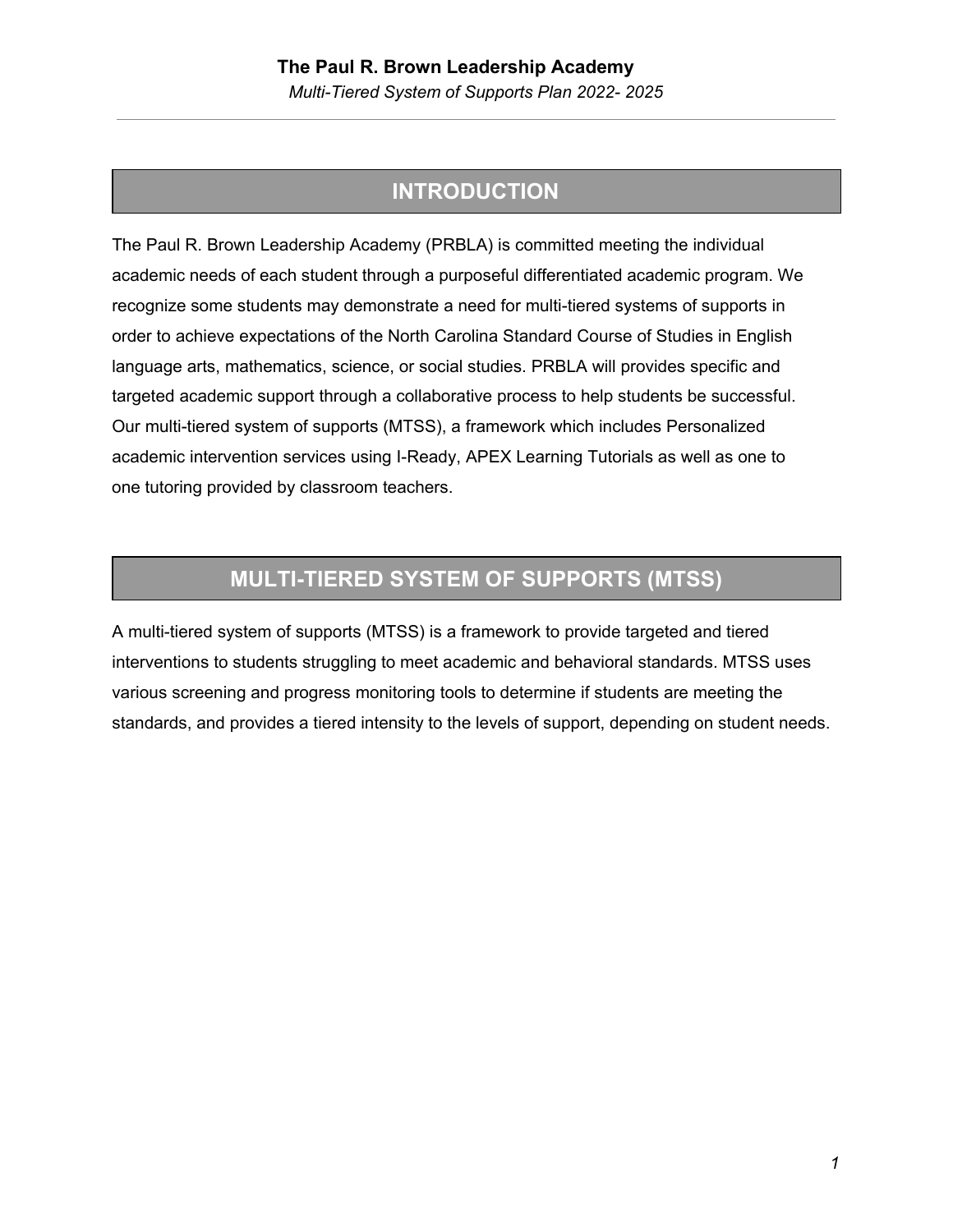## INTRODUCTION

The Paul R. Brown Leadership Academy (PRBLA) is committed meeting the individual academic needs of each student through a purposeful differentiated academic program. We recognize some students may demonstrate a need for multi-tiered systems of supports in order to achieve expectations of the North Carolina Standard Course of Studies in English language arts, mathematics, science, or social studies. PRBLA will provides specific and targeted academic support through a collaborative process to help students be successful. Our multi-tiered system of supports (MTSS), a framework which includes Personalized academic intervention services using I-Ready, APEX Learning Tutorials as well as one to one tutoring provided by classroom teachers.

## MULTI-TIERED SYSTEM OF SUPPORTS (MTSS)

A multi-tiered system of supports (MTSS) is a framework to provide targeted and tiered interventions to students struggling to meet academic and behavioral standards. MTSS uses various screening and progress monitoring tools to determine if students are meeting the standards, and provides a tiered intensity to the levels of support, depending on student needs.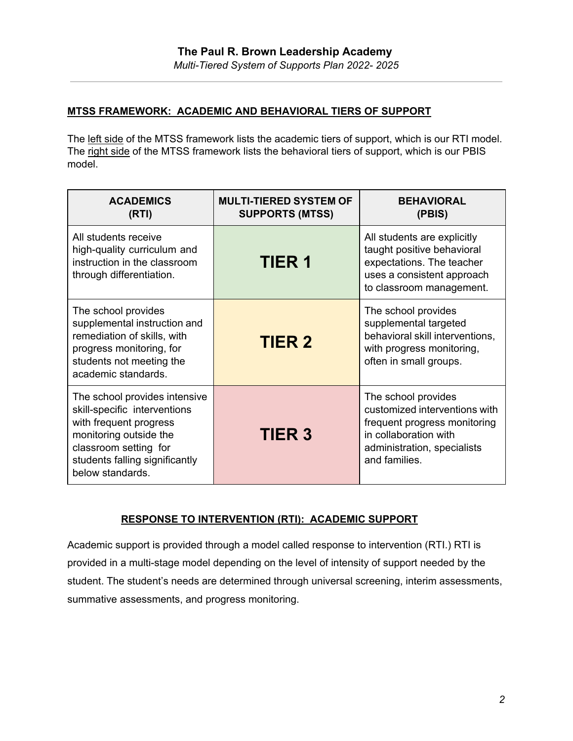## MTSS FRAMEWORK: ACADEMIC AND BEHAVIORAL TIERS OF SUPPORT

The left side of the MTSS framework lists the academic tiers of support, which is our RTI model. The right side of the MTSS framework lists the behavioral tiers of support, which is our PBIS model.

| ACADEMICS (RTI) | MULTI-TIERED SYSTEM OF SUPPORTS (MTSS) | BEHAVIORAL (PBIS) |
|---|---|---|
| All students receive high-quality curriculum and instruction in the classroom through differentiation. | **TIER 1** | All students are explicitly taught positive behavioral expectations. The teacher uses a consistent approach to classroom management. |
| The school provides supplemental instruction and remediation of skills, with progress monitoring, for students not meeting the academic standards. | **TIER 2** | The school provides supplemental targeted behavioral skill interventions, with progress monitoring, often in small groups. |
| The school provides intensive skill-specific interventions with frequent progress monitoring outside the classroom setting for students falling significantly below standards. | **TIER 3** | The school provides customized interventions with frequent progress monitoring in collaboration with administration, specialists and families. |

## RESPONSE TO INTERVENTION (RTI): ACADEMIC SUPPORT

Academic support is provided through a model called response to intervention (RTI.) RTI is provided in a multi-stage model depending on the level of intensity of support needed by the student. The student's needs are determined through universal screening, interim assessments, summative assessments, and progress monitoring.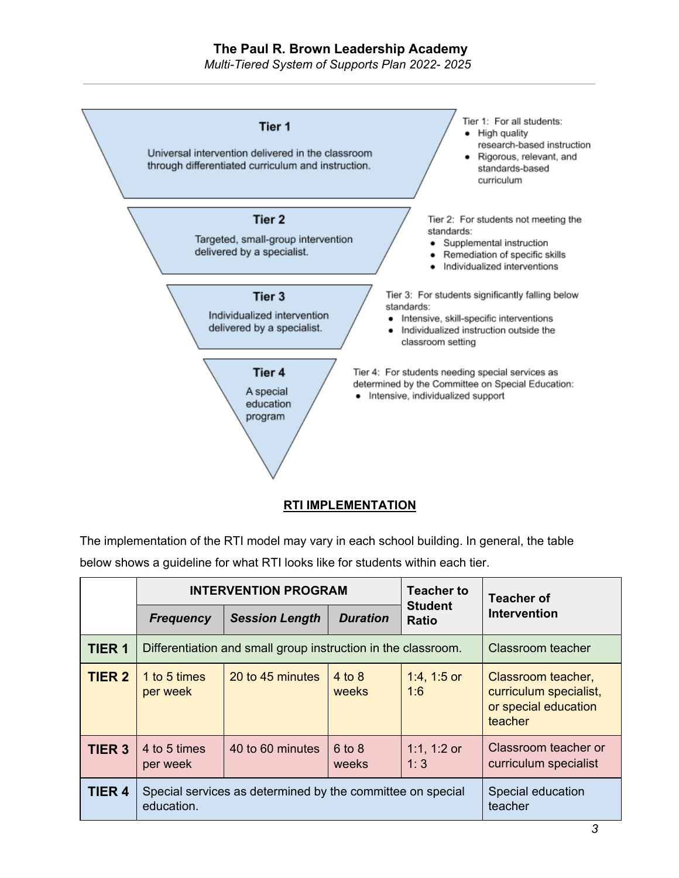**Tier 1**

Universal intervention delivered in the classroom through differentiated curriculum and instruction.

Tier 1: For all students:

- High quality research-based instruction
- Rigorous, relevant, and standards-based curriculum

**Tier 2**

Targeted, small-group intervention delivered by a specialist.

Tier 2: For students not meeting the standards:

- Supplemental instruction
- Remediation of specific skills
- Individualized interventions

**Tier 3**

Individualized intervention delivered by a specialist.

Tier 3: For students significantly falling below standards:

- Intensive, skill-specific interventions
- Individualized instruction outside the classroom setting

**Tier 4**

A special education program

Tier 4: For students needing special services as determined by the Committee on Special Education:

- Intensive, individualized support

## RTI IMPLEMENTATION

The implementation of the RTI model may vary in each school building. In general, the table below shows a guideline for what RTI looks like for students within each tier.

| | INTERVENTION PROGRAM | | | Teacher to Student Ratio | Teacher of Intervention |
|---|---|---|---|---|---|
| | ***Frequency*** | ***Session Length*** | ***Duration*** | | |
| **TIER 1** | Differentiation and small group instruction in the classroom. | | | | Classroom teacher |
| **TIER 2** | 1 to 5 times per week | 20 to 45 minutes | 4 to 8 weeks | 1:4, 1:5 or 1:6 | Classroom teacher, curriculum specialist, or special education teacher |
| **TIER 3** | 4 to 5 times per week | 40 to 60 minutes | 6 to 8 weeks | 1:1, 1:2 or 1: 3 | Classroom teacher or curriculum specialist |
| **TIER 4** | Special services as determined by the committee on special education. | | | | Special education teacher |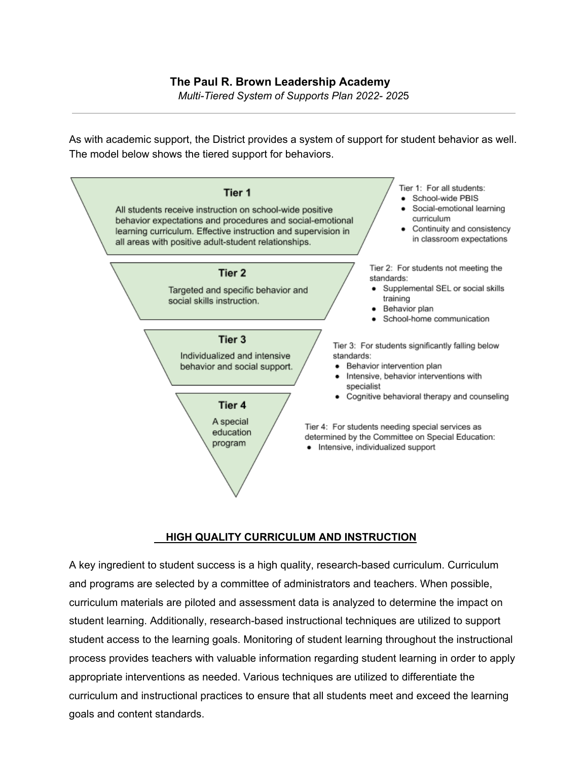**The Paul R. Brown Leadership Academy**

*Multi-Tiered System of Supports Plan 2022- 2025*

As with academic support, the District provides a system of support for student behavior as well. The model below shows the tiered support for behaviors.

**Tier 1**

All students receive instruction on school-wide positive behavior expectations and procedures and social-emotional learning curriculum. Effective instruction and supervision in all areas with positive adult-student relationships.

Tier 1: For all students:

- School-wide PBIS
- Social-emotional learning curriculum
- Continuity and consistency in classroom expectations

**Tier 2**

Targeted and specific behavior and social skills instruction.

Tier 2: For students not meeting the standards:

- Supplemental SEL or social skills training
- Behavior plan
- School-home communication

**Tier 3**

Individualized and intensive behavior and social support.

Tier 3: For students significantly falling below standards:

- Behavior intervention plan
- Intensive, behavior interventions with specialist
- Cognitive behavioral therapy and counseling

**Tier 4**

A special education program

Tier 4: For students needing special services as determined by the Committee on Special Education:

- Intensive, individualized support

## HIGH QUALITY CURRICULUM AND INSTRUCTION

A key ingredient to student success is a high quality, research-based curriculum. Curriculum and programs are selected by a committee of administrators and teachers. When possible, curriculum materials are piloted and assessment data is analyzed to determine the impact on student learning. Additionally, research-based instructional techniques are utilized to support student access to the learning goals. Monitoring of student learning throughout the instructional process provides teachers with valuable information regarding student learning in order to apply appropriate interventions as needed. Various techniques are utilized to differentiate the curriculum and instructional practices to ensure that all students meet and exceed the learning goals and content standards.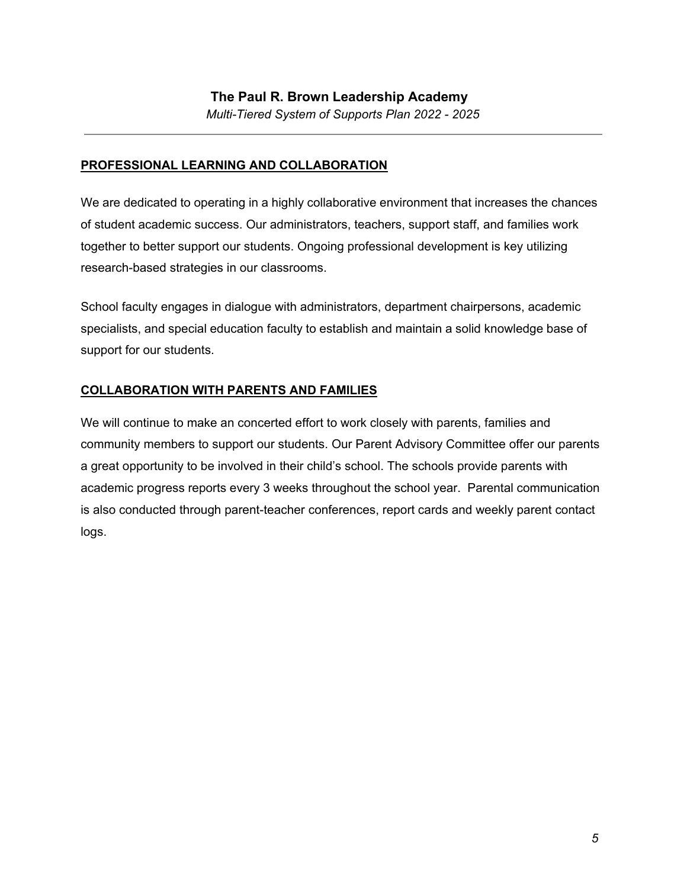## PROFESSIONAL LEARNING AND COLLABORATION

We are dedicated to operating in a highly collaborative environment that increases the chances of student academic success. Our administrators, teachers, support staff, and families work together to better support our students. Ongoing professional development is key utilizing research-based strategies in our classrooms.

School faculty engages in dialogue with administrators, department chairpersons, academic specialists, and special education faculty to establish and maintain a solid knowledge base of support for our students.

## COLLABORATION WITH PARENTS AND FAMILIES

We will continue to make an concerted effort to work closely with parents, families and community members to support our students. Our Parent Advisory Committee offer our parents a great opportunity to be involved in their child's school. The schools provide parents with academic progress reports every 3 weeks throughout the school year. Parental communication is also conducted through parent-teacher conferences, report cards and weekly parent contact logs.